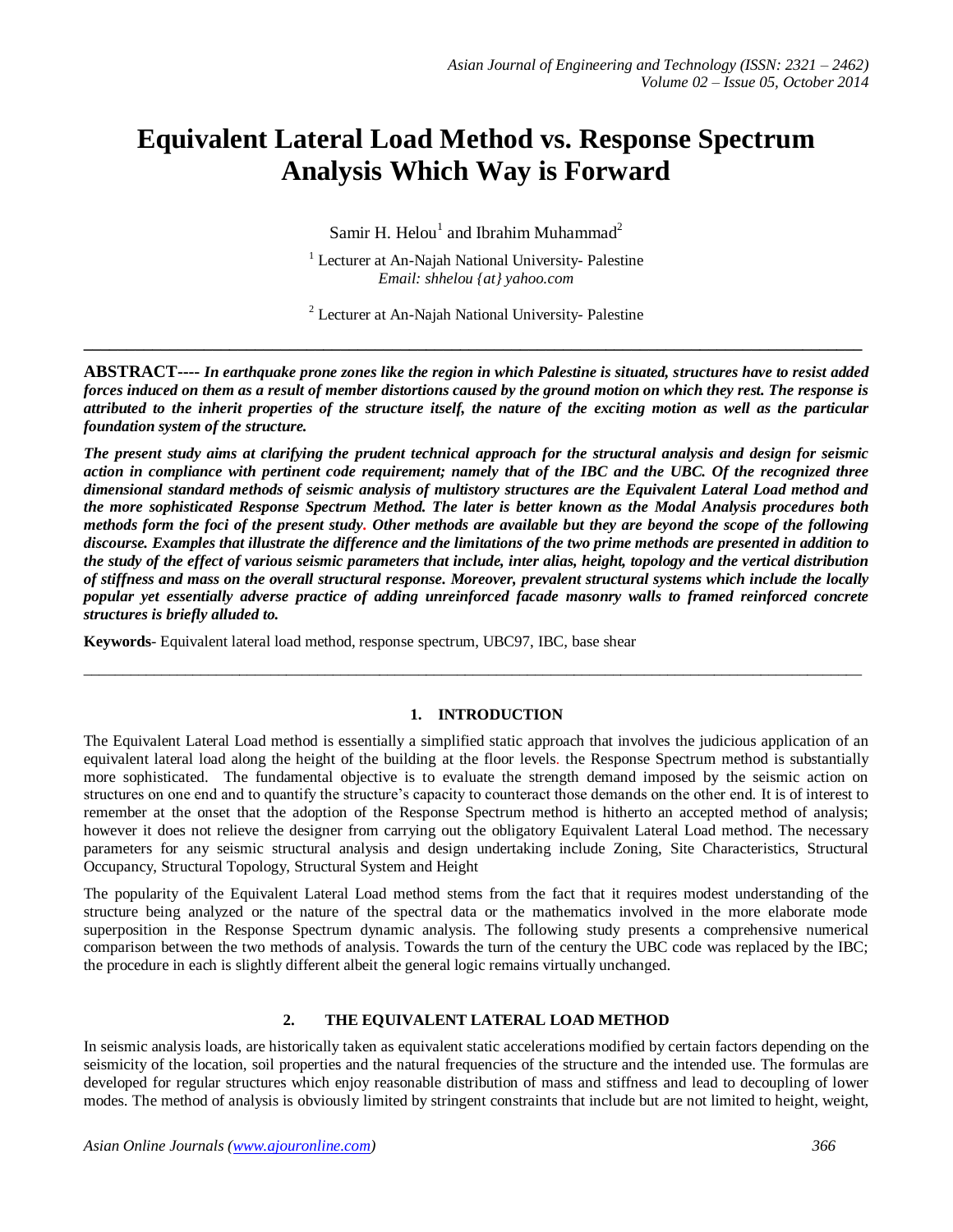# Equivalent Lateral Load Method vs. Response Spectrum Analysis Which Way is Forward

Samir H. Helou[1] and Ibrahim Muhammad[2]

[1] Lecturer at An-Najah National University- Palestine
*Email: shhelou {at} yahoo.com*

[2] Lecturer at An-Najah National University- Palestine

---

**ABSTRACT----** ***In earthquake prone zones like the region in which Palestine is situated, structures have to resist added forces induced on them as a result of member distortions caused by the ground motion on which they rest. The response is attributed to the inherit properties of the structure itself, the nature of the exciting motion as well as the particular foundation system of the structure.***

***The present study aims at clarifying the prudent technical approach for the structural analysis and design for seismic action in compliance with pertinent code requirement; namely that of the IBC and the UBC. Of the recognized three dimensional standard methods of seismic analysis of multistory structures are the Equivalent Lateral Load method and the more sophisticated Response Spectrum Method. The later is better known as the Modal Analysis procedures both methods form the foci of the present study. Other methods are available but they are beyond the scope of the following discourse. Examples that illustrate the difference and the limitations of the two prime methods are presented in addition to the study of the effect of various seismic parameters that include, inter alias, height, topology and the vertical distribution of stiffness and mass on the overall structural response. Moreover, prevalent structural systems which include the locally popular yet essentially adverse practice of adding unreinforced facade masonry walls to framed reinforced concrete structures is briefly alluded to.***

**Keywords**- Equivalent lateral load method, response spectrum, UBC97, IBC, base shear

---

## 1. INTRODUCTION

The Equivalent Lateral Load method is essentially a simplified static approach that involves the judicious application of an equivalent lateral load along the height of the building at the floor levels. the Response Spectrum method is substantially more sophisticated. The fundamental objective is to evaluate the strength demand imposed by the seismic action on structures on one end and to quantify the structure's capacity to counteract those demands on the other end. It is of interest to remember at the onset that the adoption of the Response Spectrum method is hitherto an accepted method of analysis; however it does not relieve the designer from carrying out the obligatory Equivalent Lateral Load method. The necessary parameters for any seismic structural analysis and design undertaking include Zoning, Site Characteristics, Structural Occupancy, Structural Topology, Structural System and Height

The popularity of the Equivalent Lateral Load method stems from the fact that it requires modest understanding of the structure being analyzed or the nature of the spectral data or the mathematics involved in the more elaborate mode superposition in the Response Spectrum dynamic analysis. The following study presents a comprehensive numerical comparison between the two methods of analysis. Towards the turn of the century the UBC code was replaced by the IBC; the procedure in each is slightly different albeit the general logic remains virtually unchanged.

## 2. THE EQUIVALENT LATERAL LOAD METHOD

In seismic analysis loads, are historically taken as equivalent static accelerations modified by certain factors depending on the seismicity of the location, soil properties and the natural frequencies of the structure and the intended use. The formulas are developed for regular structures which enjoy reasonable distribution of mass and stiffness and lead to decoupling of lower modes. The method of analysis is obviously limited by stringent constraints that include but are not limited to height, weight,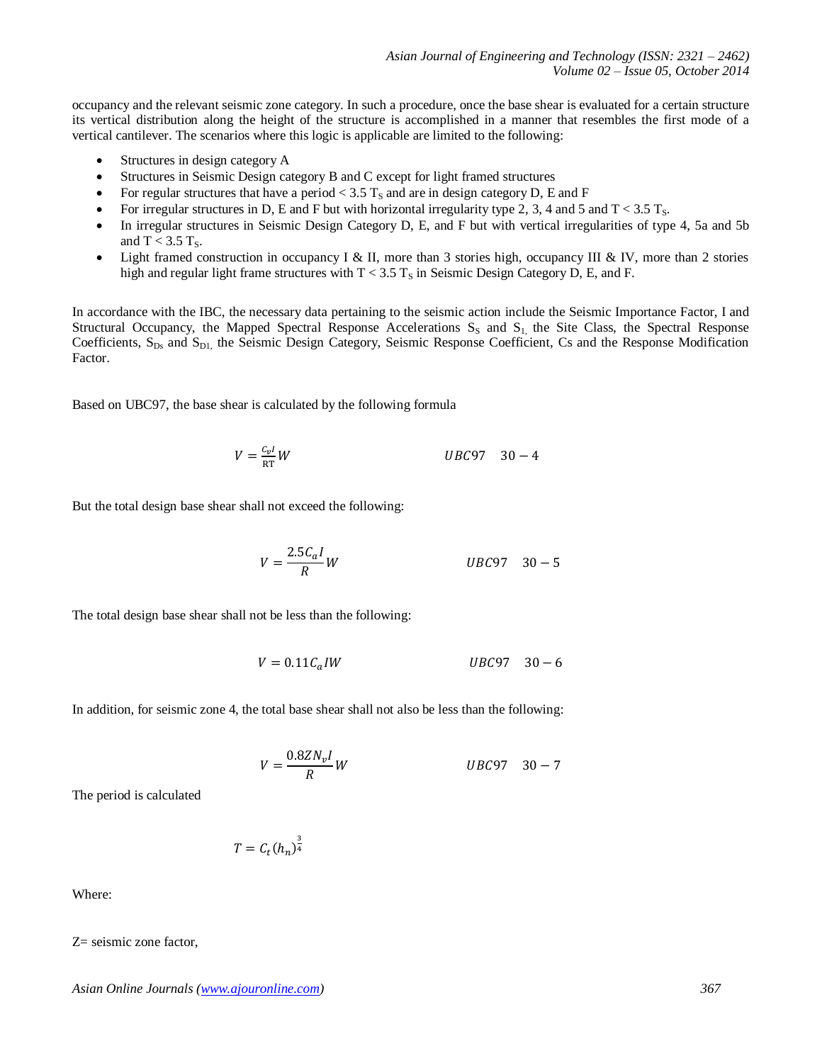occupancy and the relevant seismic zone category. In such a procedure, once the base shear is evaluated for a certain structure its vertical distribution along the height of the structure is accomplished in a manner that resembles the first mode of a vertical cantilever. The scenarios where this logic is applicable are limited to the following:

- Structures in design category A
- Structures in Seismic Design category B and C except for light framed structures
- For regular structures that have a period < 3.5 $T_S$ and are in design category D, E and F
- For irregular structures in D, E and F but with horizontal irregularity type 2, 3, 4 and 5 and T < 3.5 $T_S$.
- In irregular structures in Seismic Design Category D, E, and F but with vertical irregularities of type 4, 5a and 5b and T < 3.5 $T_S$.
- Light framed construction in occupancy I & II, more than 3 stories high, occupancy III & IV, more than 2 stories high and regular light frame structures with T < 3.5 $T_S$ in Seismic Design Category D, E, and F.

In accordance with the IBC, the necessary data pertaining to the seismic action include the Seismic Importance Factor, I and Structural Occupancy, the Mapped Spectral Response Accelerations $S_S$ and $S_1$, the Site Class, the Spectral Response Coefficients, $S_{Ds}$ and $S_{D1}$, the Seismic Design Category, Seismic Response Coefficient, Cs and the Response Modification Factor.

Based on UBC97, the base shear is calculated by the following formula

$$V = \frac{C_v I}{\mathrm{RT}} W \qquad UBC97 \quad 30-4$$

But the total design base shear shall not exceed the following:

$$V = \frac{2.5 C_a I}{R} W \qquad UBC97 \quad 30-5$$

The total design base shear shall not be less than the following:

$$V = 0.11 C_a I W \qquad UBC97 \quad 30-6$$

In addition, for seismic zone 4, the total base shear shall not also be less than the following:

$$V = \frac{0.8 Z N_v I}{R} W \qquad UBC97 \quad 30-7$$

The period is calculated

$$T = C_t (h_n)^{\frac{3}{4}}$$

Where:

Z= seismic zone factor,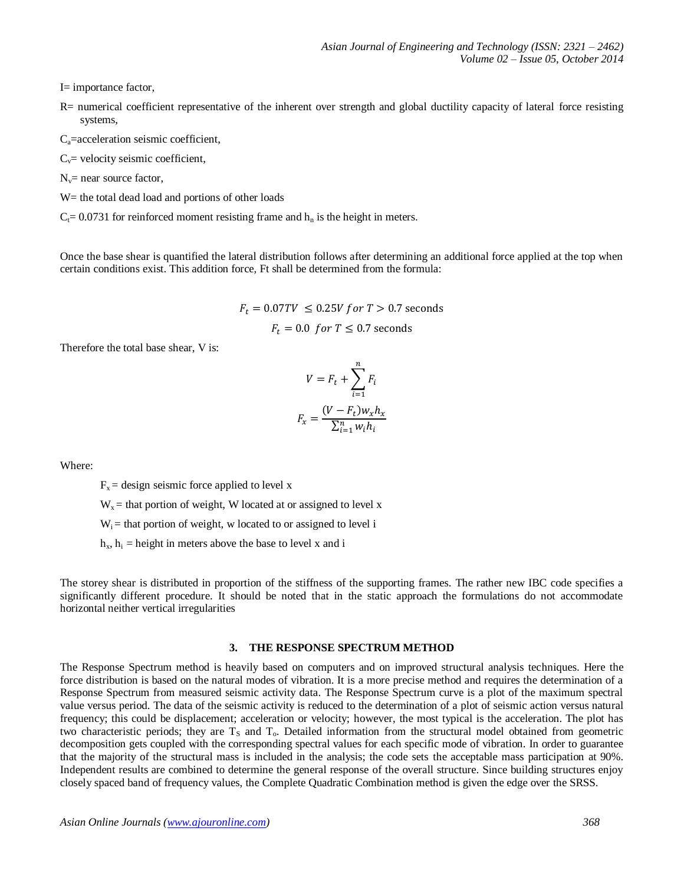I= importance factor,

R= numerical coefficient representative of the inherent over strength and global ductility capacity of lateral force resisting systems,

$C_a$=acceleration seismic coefficient,

$C_v$= velocity seismic coefficient,

$N_v$= near source factor,

W= the total dead load and portions of other loads

$C_t$= 0.0731 for reinforced moment resisting frame and $h_n$ is the height in meters.

Once the base shear is quantified the lateral distribution follows after determining an additional force applied at the top when certain conditions exist. This addition force, Ft shall be determined from the formula:

$$F_t = 0.07TV \ \leq 0.25V \ for \ T > 0.7 \text{ seconds}$$

$$F_t = 0.0 \ \ for \ T \leq 0.7 \text{ seconds}$$

Therefore the total base shear, V is:

$$V = F_t + \sum_{i=1}^{n} F_i$$

$$F_x = \frac{(V - F_t) w_x h_x}{\sum_{i=1}^{n} w_i h_i}$$

Where:

$F_x$ = design seismic force applied to level x

$W_x$ = that portion of weight, W located at or assigned to level x

$W_i$ = that portion of weight, w located to or assigned to level i

$h_x$, $h_i$ = height in meters above the base to level x and i

The storey shear is distributed in proportion of the stiffness of the supporting frames. The rather new IBC code specifies a significantly different procedure. It should be noted that in the static approach the formulations do not accommodate horizontal neither vertical irregularities

## 3. THE RESPONSE SPECTRUM METHOD

The Response Spectrum method is heavily based on computers and on improved structural analysis techniques. Here the force distribution is based on the natural modes of vibration. It is a more precise method and requires the determination of a Response Spectrum from measured seismic activity data. The Response Spectrum curve is a plot of the maximum spectral value versus period. The data of the seismic activity is reduced to the determination of a plot of seismic action versus natural frequency; this could be displacement; acceleration or velocity; however, the most typical is the acceleration. The plot has two characteristic periods; they are $T_S$ and $T_o$. Detailed information from the structural model obtained from geometric decomposition gets coupled with the corresponding spectral values for each specific mode of vibration. In order to guarantee that the majority of the structural mass is included in the analysis; the code sets the acceptable mass participation at 90%. Independent results are combined to determine the general response of the overall structure. Since building structures enjoy closely spaced band of frequency values, the Complete Quadratic Combination method is given the edge over the SRSS.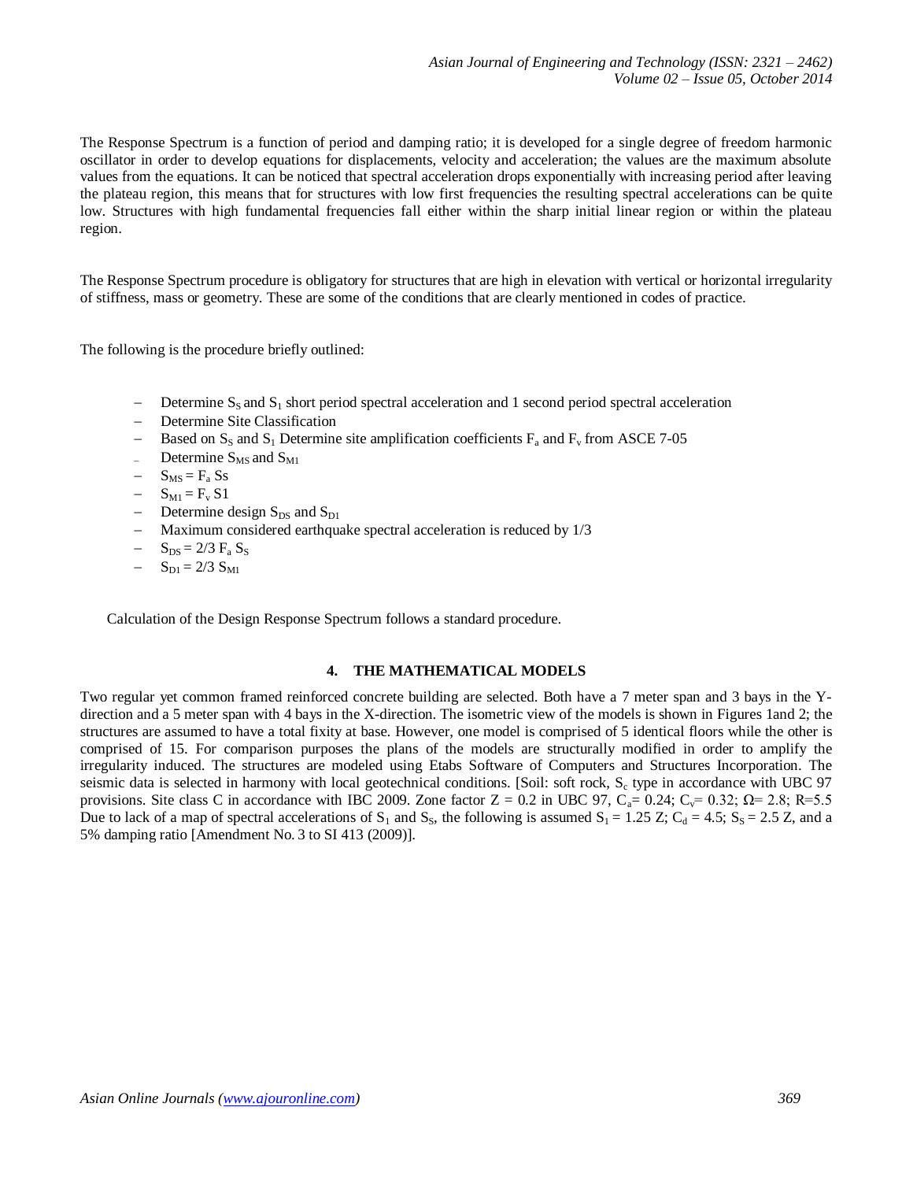The Response Spectrum is a function of period and damping ratio; it is developed for a single degree of freedom harmonic oscillator in order to develop equations for displacements, velocity and acceleration; the values are the maximum absolute values from the equations. It can be noticed that spectral acceleration drops exponentially with increasing period after leaving the plateau region, this means that for structures with low first frequencies the resulting spectral accelerations can be quite low. Structures with high fundamental frequencies fall either within the sharp initial linear region or within the plateau region.

The Response Spectrum procedure is obligatory for structures that are high in elevation with vertical or horizontal irregularity of stiffness, mass or geometry. These are some of the conditions that are clearly mentioned in codes of practice.

The following is the procedure briefly outlined:

- Determine $S_S$ and $S_1$ short period spectral acceleration and 1 second period spectral acceleration
- Determine Site Classification
- Based on $S_S$ and $S_1$ Determine site amplification coefficients $F_a$ and $F_v$ from ASCE 7-05
- Determine $S_{MS}$ and $S_{M1}$
- $S_{MS} = F_a$ Ss
- $S_{M1} = F_v$ S1
- Determine design $S_{DS}$ and $S_{D1}$
- Maximum considered earthquake spectral acceleration is reduced by 1/3
- $S_{DS} = 2/3\ F_a\ S_S$
- $S_{D1} = 2/3\ S_{M1}$

Calculation of the Design Response Spectrum follows a standard procedure.

## 4. THE MATHEMATICAL MODELS

Two regular yet common framed reinforced concrete building are selected. Both have a 7 meter span and 3 bays in the Y-direction and a 5 meter span with 4 bays in the X-direction. The isometric view of the models is shown in Figures 1and 2; the structures are assumed to have a total fixity at base. However, one model is comprised of 5 identical floors while the other is comprised of 15. For comparison purposes the plans of the models are structurally modified in order to amplify the irregularity induced. The structures are modeled using Etabs Software of Computers and Structures Incorporation. The seismic data is selected in harmony with local geotechnical conditions. [Soil: soft rock, $S_c$ type in accordance with UBC 97 provisions. Site class C in accordance with IBC 2009. Zone factor Z = 0.2 in UBC 97, $C_a$= 0.24; $C_v$= 0.32; Ω= 2.8; R=5.5 Due to lack of a map of spectral accelerations of $S_1$ and $S_S$, the following is assumed $S_1$ = 1.25 Z; $C_d$ = 4.5; $S_S$ = 2.5 Z, and a 5% damping ratio [Amendment No. 3 to SI 413 (2009)].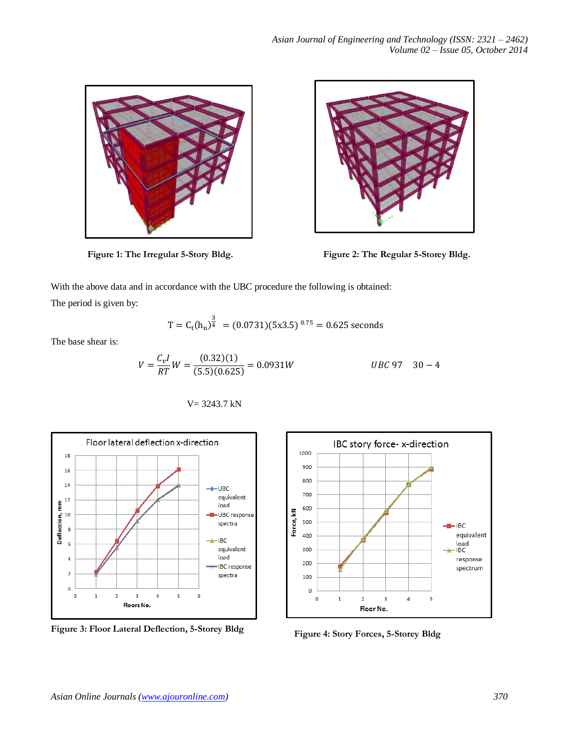Figure 1: The Irregular 5-Story Bldg.

Figure 2: The Regular 5-Storey Bldg.

With the above data and in accordance with the UBC procedure the following is obtained:

The period is given by:

$$T = C_t(h_n)^{\frac{3}{4}} = (0.0731)(5x3.5)^{0.75} = 0.625 \text{ seconds}$$

The base shear is:

$$V = \frac{C_v I}{RT} W = \frac{(0.32)(1)}{(5.5)(0.625)} = 0.0931W \qquad UBC\,97 \quad 30-4$$

V= 3243.7 kN

Figure 3: Floor Lateral Deflection, 5-Storey Bldg

Figure 4: Story Forces, 5-Storey Bldg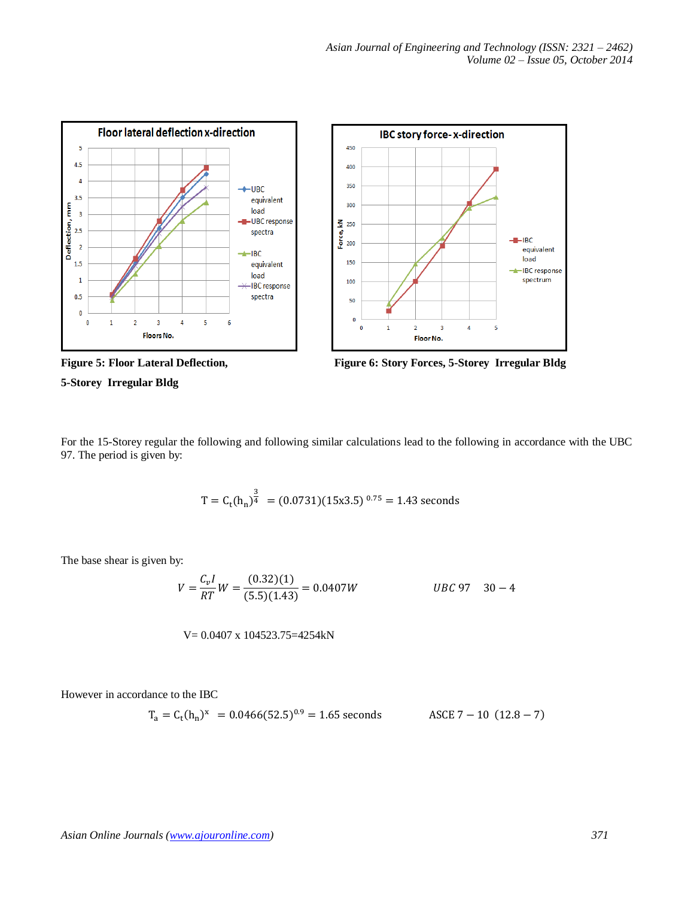Figure 5: Floor Lateral Deflection, 5-Storey Irregular Bldg

Figure 6: Story Forces, 5-Storey Irregular Bldg

For the 15-Storey regular the following and following similar calculations lead to the following in accordance with the UBC 97. The period is given by:

$$T = C_t(h_n)^{\frac{3}{4}} = (0.0731)(15x3.5)^{\,0.75} = 1.43 \text{ seconds}$$

The base shear is given by:

$$V = \frac{C_v I}{RT} W = \frac{(0.32)(1)}{(5.5)(1.43)} = 0.0407W \qquad UBC\,97 \quad 30-4$$

V= 0.0407 x 104523.75=4254kN

However in accordance to the IBC

$$T_a = C_t(h_n)^x = 0.0466(52.5)^{0.9} = 1.65 \text{ seconds} \qquad \text{ASCE } 7-10 \ (12.8-7)$$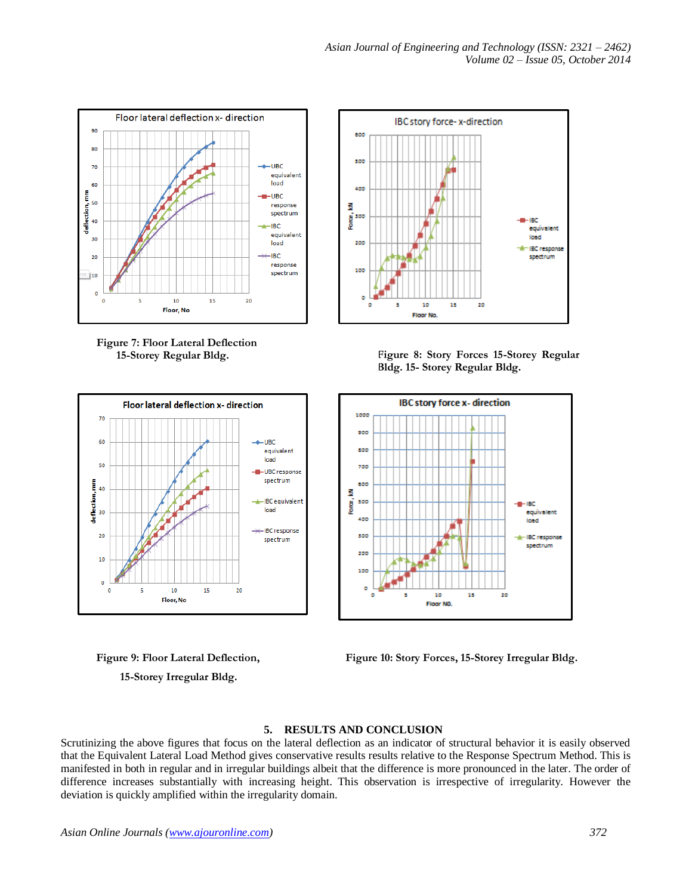**Figure 7: Floor Lateral Deflection 15-Storey Regular Bldg.**

**Figure 8: Story Forces 15-Storey Regular Bldg. 15- Storey Regular Bldg.**

**Figure 9: Floor Lateral Deflection, 15-Storey Irregular Bldg.**

**Figure 10: Story Forces, 15-Storey Irregular Bldg.**

## 5. RESULTS AND CONCLUSION

Scrutinizing the above figures that focus on the lateral deflection as an indicator of structural behavior it is easily observed that the Equivalent Lateral Load Method gives conservative results results relative to the Response Spectrum Method. This is manifested in both in regular and in irregular buildings albeit that the difference is more pronounced in the later. The order of difference increases substantially with increasing height. This observation is irrespective of irregularity. However the deviation is quickly amplified within the irregularity domain.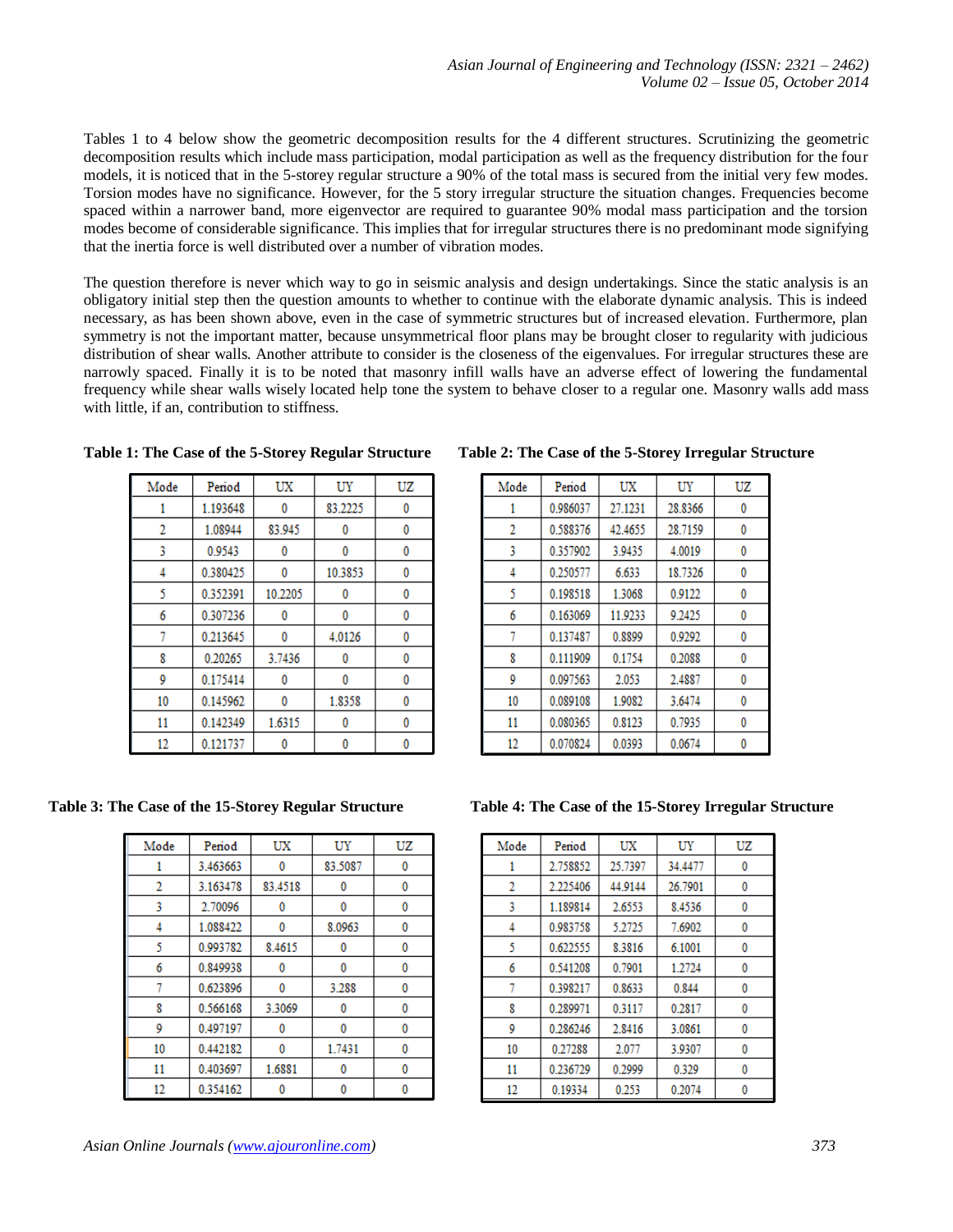Tables 1 to 4 below show the geometric decomposition results for the 4 different structures. Scrutinizing the geometric decomposition results which include mass participation, modal participation as well as the frequency distribution for the four models, it is noticed that in the 5-storey regular structure a 90% of the total mass is secured from the initial very few modes. Torsion modes have no significance. However, for the 5 story irregular structure the situation changes. Frequencies become spaced within a narrower band, more eigenvector are required to guarantee 90% modal mass participation and the torsion modes become of considerable significance. This implies that for irregular structures there is no predominant mode signifying that the inertia force is well distributed over a number of vibration modes.

The question therefore is never which way to go in seismic analysis and design undertakings. Since the static analysis is an obligatory initial step then the question amounts to whether to continue with the elaborate dynamic analysis. This is indeed necessary, as has been shown above, even in the case of symmetric structures but of increased elevation. Furthermore, plan symmetry is not the important matter, because unsymmetrical floor plans may be brought closer to regularity with judicious distribution of shear walls. Another attribute to consider is the closeness of the eigenvalues. For irregular structures these are narrowly spaced. Finally it is to be noted that masonry infill walls have an adverse effect of lowering the fundamental frequency while shear walls wisely located help tone the system to behave closer to a regular one. Masonry walls add mass with little, if an, contribution to stiffness.

**Table 1: The Case of the 5-Storey Regular Structure**

| Mode | Period | UX | UY | UZ |
|---|---|---|---|---|
| 1 | 1.193648 | 0 | 83.2225 | 0 |
| 2 | 1.08944 | 83.945 | 0 | 0 |
| 3 | 0.9543 | 0 | 0 | 0 |
| 4 | 0.380425 | 0 | 10.3853 | 0 |
| 5 | 0.352391 | 10.2205 | 0 | 0 |
| 6 | 0.307236 | 0 | 0 | 0 |
| 7 | 0.213645 | 0 | 4.0126 | 0 |
| 8 | 0.20265 | 3.7436 | 0 | 0 |
| 9 | 0.175414 | 0 | 0 | 0 |
| 10 | 0.145962 | 0 | 1.8358 | 0 |
| 11 | 0.142349 | 1.6315 | 0 | 0 |
| 12 | 0.121737 | 0 | 0 | 0 |

**Table 2: The Case of the 5-Storey Irregular Structure**

| Mode | Period | UX | UY | UZ |
|---|---|---|---|---|
| 1 | 0.986037 | 27.1231 | 28.8366 | 0 |
| 2 | 0.588376 | 42.4655 | 28.7159 | 0 |
| 3 | 0.357902 | 3.9435 | 4.0019 | 0 |
| 4 | 0.250577 | 6.633 | 18.7326 | 0 |
| 5 | 0.198518 | 1.3068 | 0.9122 | 0 |
| 6 | 0.163069 | 11.9233 | 9.2425 | 0 |
| 7 | 0.137487 | 0.8899 | 0.9292 | 0 |
| 8 | 0.111909 | 0.1754 | 0.2088 | 0 |
| 9 | 0.097563 | 2.053 | 2.4887 | 0 |
| 10 | 0.089108 | 1.9082 | 3.6474 | 0 |
| 11 | 0.080365 | 0.8123 | 0.7935 | 0 |
| 12 | 0.070824 | 0.0393 | 0.0674 | 0 |

**Table 3: The Case of the 15-Storey Regular Structure**

| Mode | Period | UX | UY | UZ |
|---|---|---|---|---|
| 1 | 3.463663 | 0 | 83.5087 | 0 |
| 2 | 3.163478 | 83.4518 | 0 | 0 |
| 3 | 2.70096 | 0 | 0 | 0 |
| 4 | 1.088422 | 0 | 8.0963 | 0 |
| 5 | 0.993782 | 8.4615 | 0 | 0 |
| 6 | 0.849938 | 0 | 0 | 0 |
| 7 | 0.623896 | 0 | 3.288 | 0 |
| 8 | 0.566168 | 3.3069 | 0 | 0 |
| 9 | 0.497197 | 0 | 0 | 0 |
| 10 | 0.442182 | 0 | 1.7431 | 0 |
| 11 | 0.403697 | 1.6881 | 0 | 0 |
| 12 | 0.354162 | 0 | 0 | 0 |

**Table 4: The Case of the 15-Storey Irregular Structure**

| Mode | Period | UX | UY | UZ |
|---|---|---|---|---|
| 1 | 2.758852 | 25.7397 | 34.4477 | 0 |
| 2 | 2.225406 | 44.9144 | 26.7901 | 0 |
| 3 | 1.189814 | 2.6553 | 8.4536 | 0 |
| 4 | 0.983758 | 5.2725 | 7.6902 | 0 |
| 5 | 0.622555 | 8.3816 | 6.1001 | 0 |
| 6 | 0.541208 | 0.7901 | 1.2724 | 0 |
| 7 | 0.398217 | 0.8633 | 0.844 | 0 |
| 8 | 0.289971 | 0.3117 | 0.2817 | 0 |
| 9 | 0.286246 | 2.8416 | 3.0861 | 0 |
| 10 | 0.27288 | 2.077 | 3.9307 | 0 |
| 11 | 0.236729 | 0.2999 | 0.329 | 0 |
| 12 | 0.19334 | 0.253 | 0.2074 | 0 |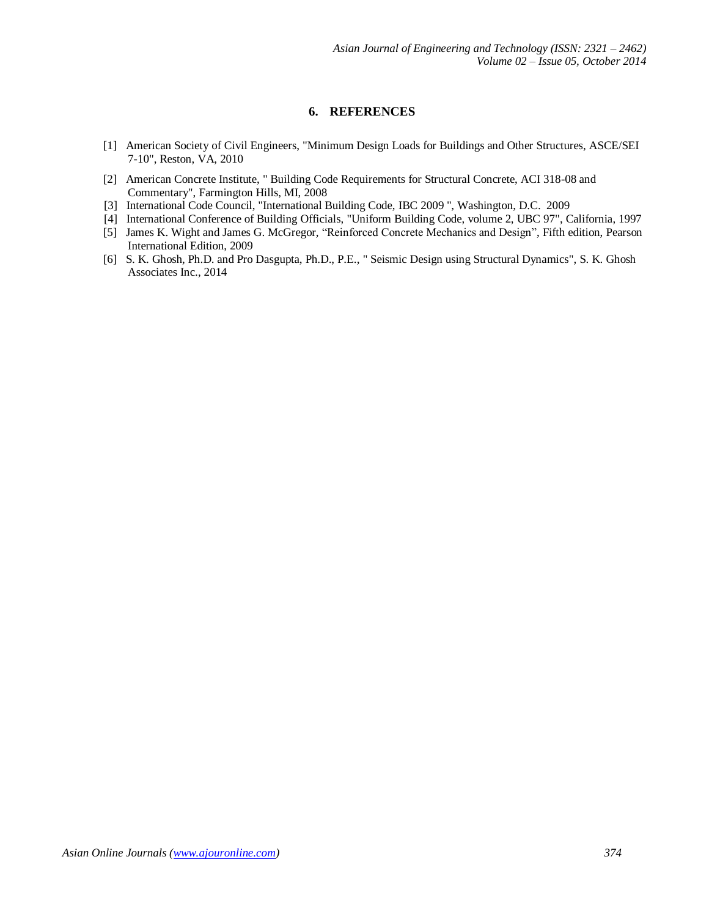## 6. REFERENCES

[1] American Society of Civil Engineers, "Minimum Design Loads for Buildings and Other Structures, ASCE/SEI 7-10", Reston, VA, 2010

[2] American Concrete Institute, " Building Code Requirements for Structural Concrete, ACI 318-08 and Commentary", Farmington Hills, MI, 2008

[3] International Code Council, "International Building Code, IBC 2009 ", Washington, D.C. 2009

[4] International Conference of Building Officials, "Uniform Building Code, volume 2, UBC 97", California, 1997

[5] James K. Wight and James G. McGregor, "Reinforced Concrete Mechanics and Design", Fifth edition, Pearson International Edition, 2009

[6] S. K. Ghosh, Ph.D. and Pro Dasgupta, Ph.D., P.E., " Seismic Design using Structural Dynamics", S. K. Ghosh Associates Inc., 2014